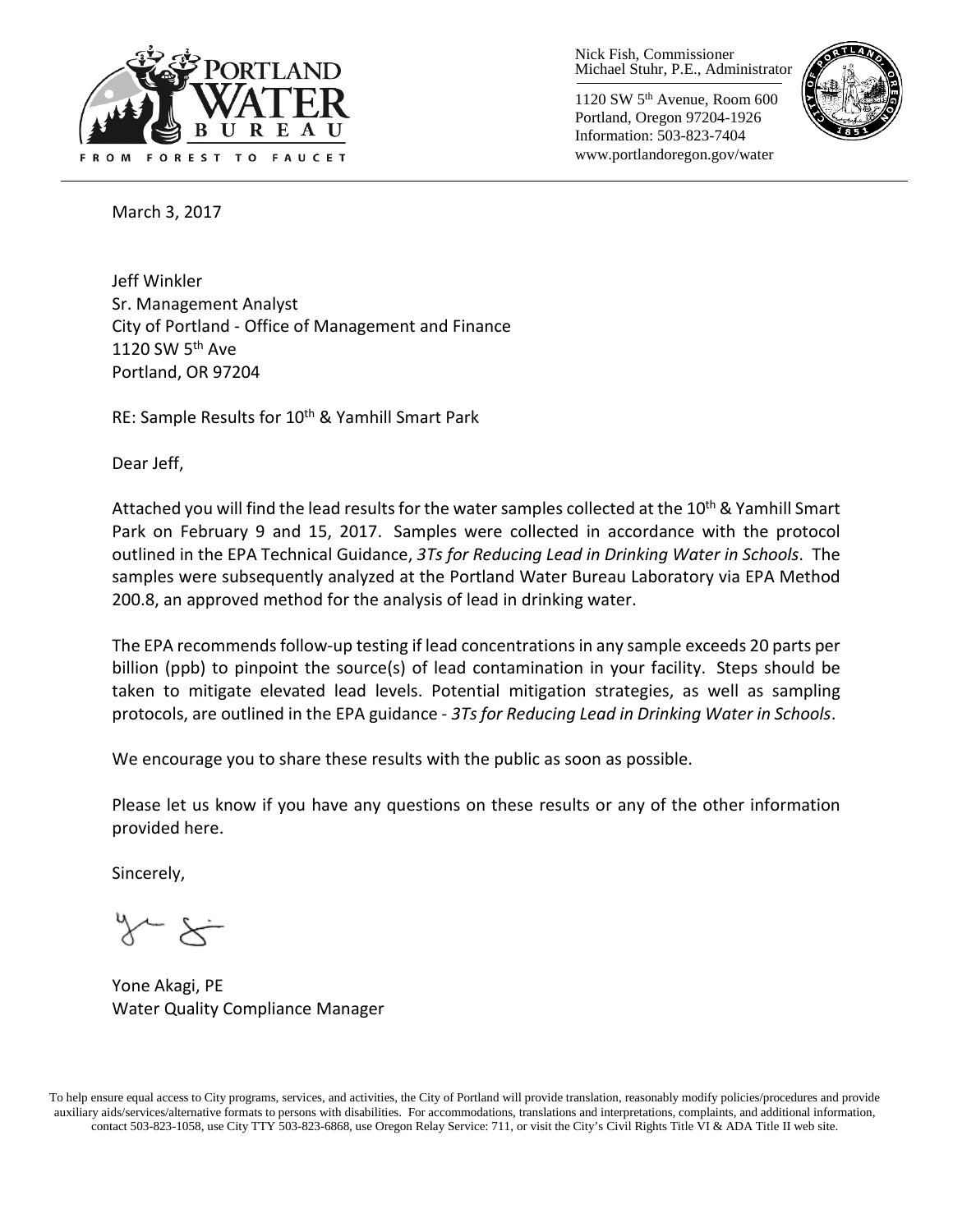PORTLAND WATER BUREAU

FROM FOREST TO FAUCET

Nick Fish, Commissioner
Michael Stuhr, P.E., Administrator

1120 SW 5th Avenue, Room 600
Portland, Oregon 97204-1926
Information: 503-823-7404
www.portlandoregon.gov/water

March 3, 2017

Jeff Winkler
Sr. Management Analyst
City of Portland - Office of Management and Finance
1120 SW 5th Ave
Portland, OR 97204

RE: Sample Results for 10th & Yamhill Smart Park

Dear Jeff,

Attached you will find the lead results for the water samples collected at the 10th & Yamhill Smart Park on February 9 and 15, 2017. Samples were collected in accordance with the protocol outlined in the EPA Technical Guidance, *3Ts for Reducing Lead in Drinking Water in Schools*. The samples were subsequently analyzed at the Portland Water Bureau Laboratory via EPA Method 200.8, an approved method for the analysis of lead in drinking water.

The EPA recommends follow-up testing if lead concentrations in any sample exceeds 20 parts per billion (ppb) to pinpoint the source(s) of lead contamination in your facility. Steps should be taken to mitigate elevated lead levels. Potential mitigation strategies, as well as sampling protocols, are outlined in the EPA guidance - *3Ts for Reducing Lead in Drinking Water in Schools*.

We encourage you to share these results with the public as soon as possible.

Please let us know if you have any questions on these results or any of the other information provided here.

Sincerely,

Yone Akagi, PE
Water Quality Compliance Manager

To help ensure equal access to City programs, services, and activities, the City of Portland will provide translation, reasonably modify policies/procedures and provide auxiliary aids/services/alternative formats to persons with disabilities. For accommodations, translations and interpretations, complaints, and additional information, contact 503-823-1058, use City TTY 503-823-6868, use Oregon Relay Service: 711, or visit the City's Civil Rights Title VI & ADA Title II web site.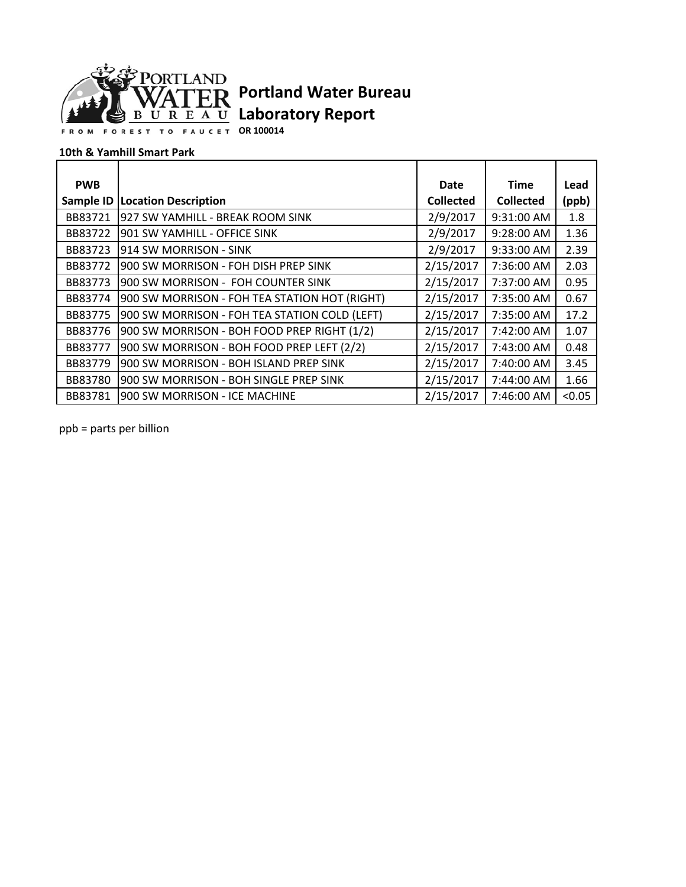# Portland Water Bureau Laboratory Report

FROM FOREST TO FAUCET **OR 100014**

**10th & Yamhill Smart Park**

| PWB Sample ID | Location Description | Date Collected | Time Collected | Lead (ppb) |
|---|---|---|---|---|
| BB83721 | 927 SW YAMHILL - BREAK ROOM SINK | 2/9/2017 | 9:31:00 AM | 1.8 |
| BB83722 | 901 SW YAMHILL - OFFICE SINK | 2/9/2017 | 9:28:00 AM | 1.36 |
| BB83723 | 914 SW MORRISON - SINK | 2/9/2017 | 9:33:00 AM | 2.39 |
| BB83772 | 900 SW MORRISON - FOH DISH PREP SINK | 2/15/2017 | 7:36:00 AM | 2.03 |
| BB83773 | 900 SW MORRISON - FOH COUNTER SINK | 2/15/2017 | 7:37:00 AM | 0.95 |
| BB83774 | 900 SW MORRISON - FOH TEA STATION HOT (RIGHT) | 2/15/2017 | 7:35:00 AM | 0.67 |
| BB83775 | 900 SW MORRISON - FOH TEA STATION COLD (LEFT) | 2/15/2017 | 7:35:00 AM | 17.2 |
| BB83776 | 900 SW MORRISON - BOH FOOD PREP RIGHT (1/2) | 2/15/2017 | 7:42:00 AM | 1.07 |
| BB83777 | 900 SW MORRISON - BOH FOOD PREP LEFT (2/2) | 2/15/2017 | 7:43:00 AM | 0.48 |
| BB83779 | 900 SW MORRISON - BOH ISLAND PREP SINK | 2/15/2017 | 7:40:00 AM | 3.45 |
| BB83780 | 900 SW MORRISON - BOH SINGLE PREP SINK | 2/15/2017 | 7:44:00 AM | 1.66 |
| BB83781 | 900 SW MORRISON - ICE MACHINE | 2/15/2017 | 7:46:00 AM | <0.05 |

ppb = parts per billion